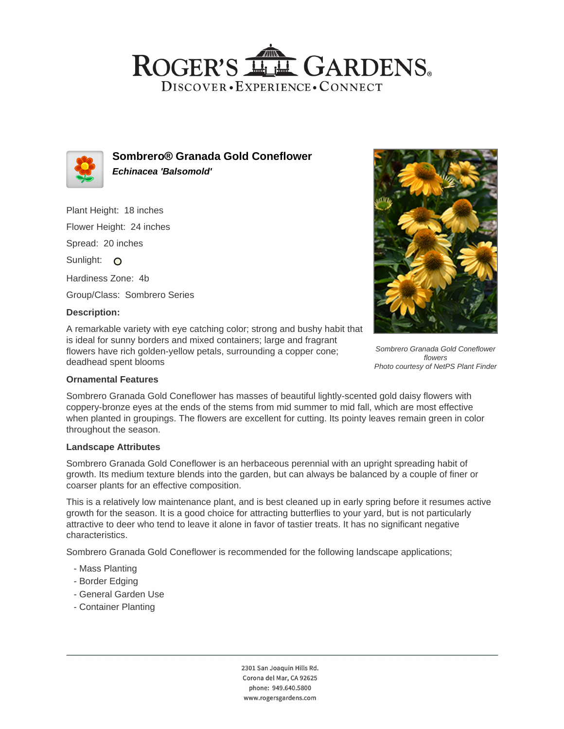# ROGER'S GARDENS

DISCOVER • EXPERIENCE • CONNECT

## Sombrero® Granada Gold Coneflower

***Echinacea 'Balsomold'***

Plant Height: 18 inches

Flower Height: 24 inches

Spread: 20 inches

Sunlight:

Hardiness Zone: 4b

Group/Class: Sombrero Series

**Description:**

A remarkable variety with eye catching color; strong and bushy habit that is ideal for sunny borders and mixed containers; large and fragrant flowers have rich golden-yellow petals, surrounding a copper cone; deadhead spent blooms

*Sombrero Granada Gold Coneflower flowers*
*Photo courtesy of NetPS Plant Finder*

**Ornamental Features**

Sombrero Granada Gold Coneflower has masses of beautiful lightly-scented gold daisy flowers with coppery-bronze eyes at the ends of the stems from mid summer to mid fall, which are most effective when planted in groupings. The flowers are excellent for cutting. Its pointy leaves remain green in color throughout the season.

**Landscape Attributes**

Sombrero Granada Gold Coneflower is an herbaceous perennial with an upright spreading habit of growth. Its medium texture blends into the garden, but can always be balanced by a couple of finer or coarser plants for an effective composition.

This is a relatively low maintenance plant, and is best cleaned up in early spring before it resumes active growth for the season. It is a good choice for attracting butterflies to your yard, but is not particularly attractive to deer who tend to leave it alone in favor of tastier treats. It has no significant negative characteristics.

Sombrero Granada Gold Coneflower is recommended for the following landscape applications;

- Mass Planting
- Border Edging
- General Garden Use
- Container Planting

2301 San Joaquin Hills Rd.
Corona del Mar, CA 92625
phone: 949.640.5800
www.rogersgardens.com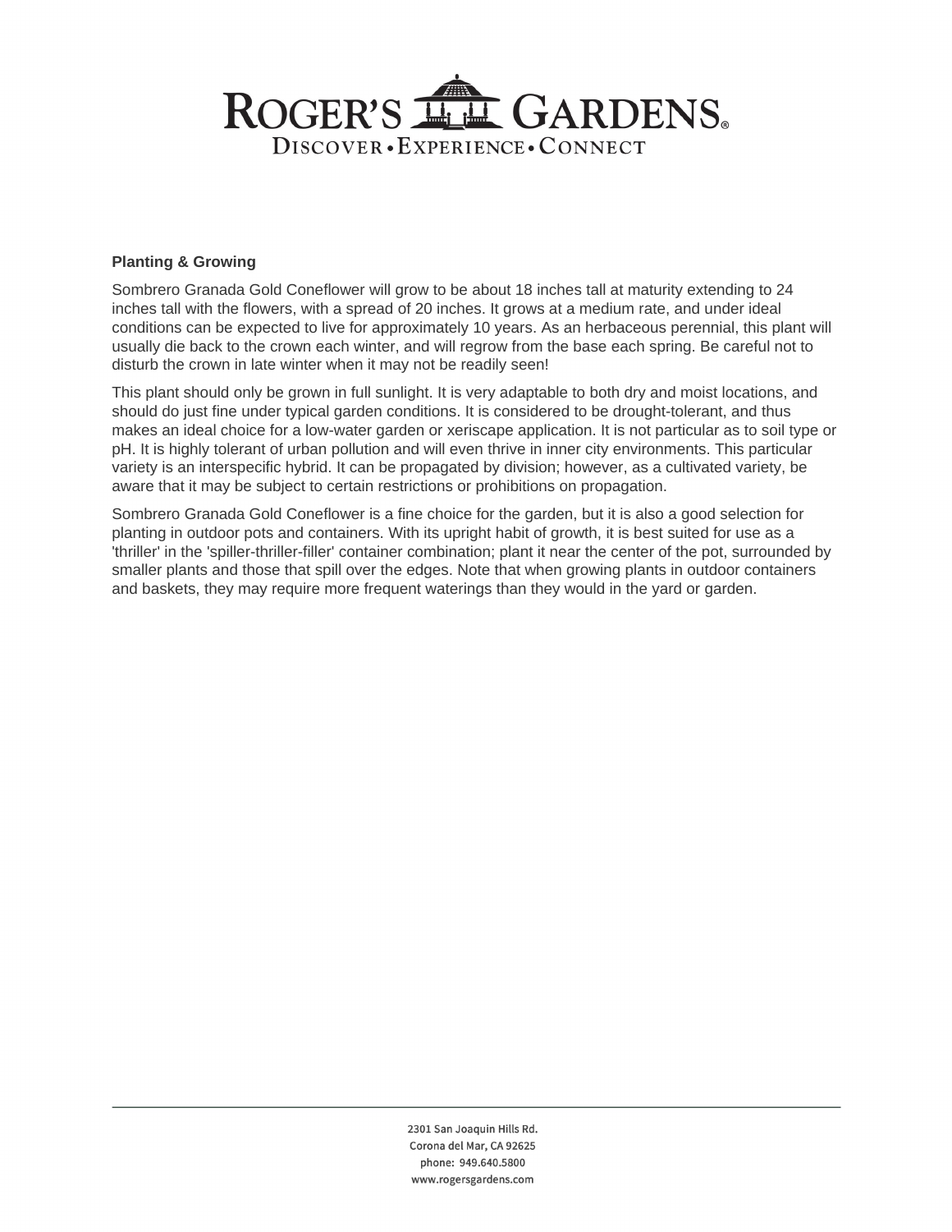## Planting & Growing

Sombrero Granada Gold Coneflower will grow to be about 18 inches tall at maturity extending to 24 inches tall with the flowers, with a spread of 20 inches. It grows at a medium rate, and under ideal conditions can be expected to live for approximately 10 years. As an herbaceous perennial, this plant will usually die back to the crown each winter, and will regrow from the base each spring. Be careful not to disturb the crown in late winter when it may not be readily seen!

This plant should only be grown in full sunlight. It is very adaptable to both dry and moist locations, and should do just fine under typical garden conditions. It is considered to be drought-tolerant, and thus makes an ideal choice for a low-water garden or xeriscape application. It is not particular as to soil type or pH. It is highly tolerant of urban pollution and will even thrive in inner city environments. This particular variety is an interspecific hybrid. It can be propagated by division; however, as a cultivated variety, be aware that it may be subject to certain restrictions or prohibitions on propagation.

Sombrero Granada Gold Coneflower is a fine choice for the garden, but it is also a good selection for planting in outdoor pots and containers. With its upright habit of growth, it is best suited for use as a 'thriller' in the 'spiller-thriller-filler' container combination; plant it near the center of the pot, surrounded by smaller plants and those that spill over the edges. Note that when growing plants in outdoor containers and baskets, they may require more frequent waterings than they would in the yard or garden.